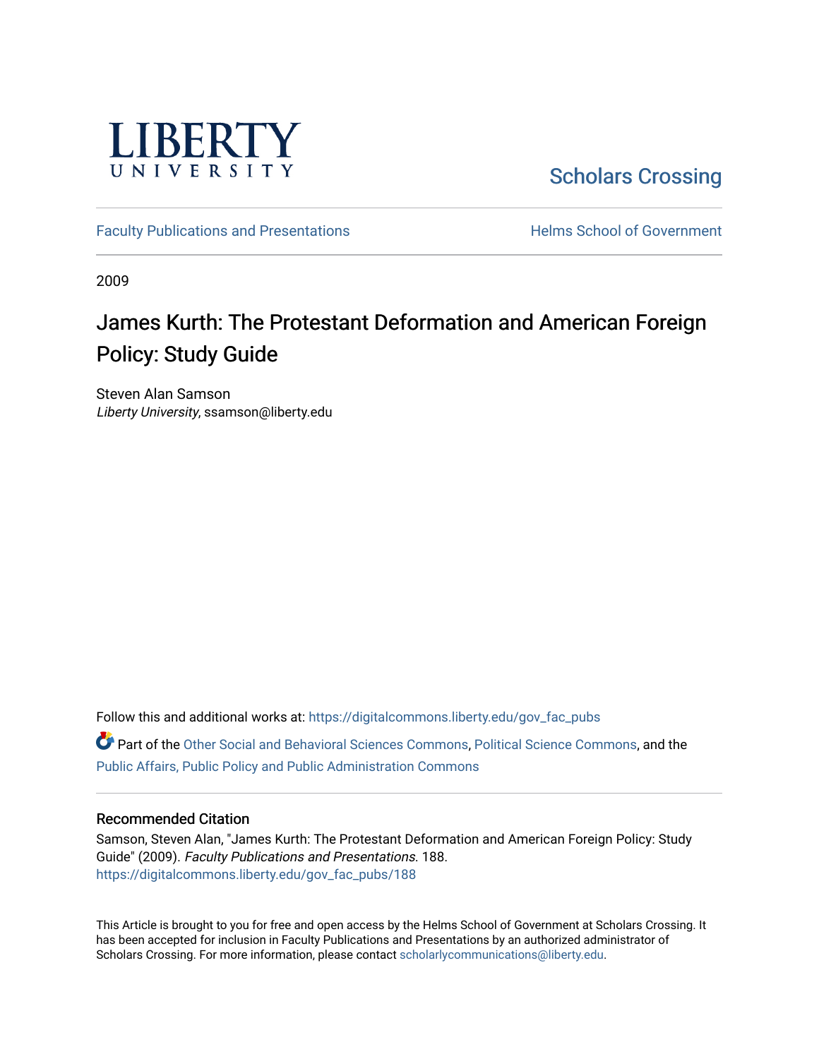LIBERTY UNIVERSITY

Scholars Crossing

Faculty Publications and Presentations

Helms School of Government

2009

# James Kurth: The Protestant Deformation and American Foreign Policy: Study Guide

Steven Alan Samson
*Liberty University*, ssamson@liberty.edu

Follow this and additional works at: https://digitalcommons.liberty.edu/gov_fac_pubs

Part of the Other Social and Behavioral Sciences Commons, Political Science Commons, and the Public Affairs, Public Policy and Public Administration Commons

## Recommended Citation

Samson, Steven Alan, "James Kurth: The Protestant Deformation and American Foreign Policy: Study Guide" (2009). *Faculty Publications and Presentations*. 188.
https://digitalcommons.liberty.edu/gov_fac_pubs/188

This Article is brought to you for free and open access by the Helms School of Government at Scholars Crossing. It has been accepted for inclusion in Faculty Publications and Presentations by an authorized administrator of Scholars Crossing. For more information, please contact scholarlycommunications@liberty.edu.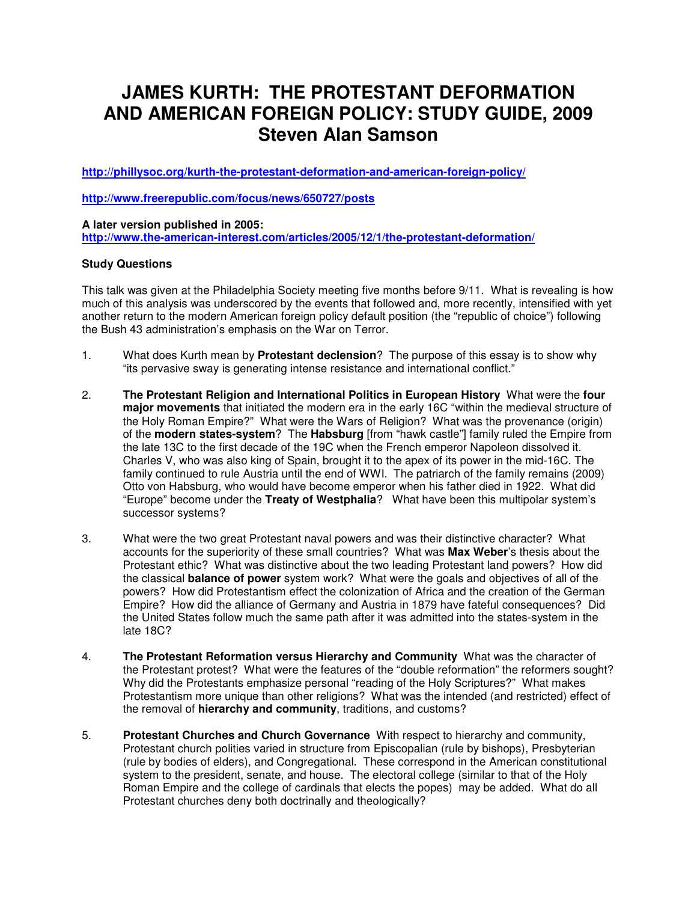# JAMES KURTH: THE PROTESTANT DEFORMATION AND AMERICAN FOREIGN POLICY: STUDY GUIDE, 2009
# Steven Alan Samson

**http://phillysoc.org/kurth-the-protestant-deformation-and-american-foreign-policy/**

**http://www.freerepublic.com/focus/news/650727/posts**

**A later version published in 2005:**
**http://www.the-american-interest.com/articles/2005/12/1/the-protestant-deformation/**

**Study Questions**

This talk was given at the Philadelphia Society meeting five months before 9/11. What is revealing is how much of this analysis was underscored by the events that followed and, more recently, intensified with yet another return to the modern American foreign policy default position (the "republic of choice") following the Bush 43 administration's emphasis on the War on Terror.

1. What does Kurth mean by **Protestant declension**? The purpose of this essay is to show why "its pervasive sway is generating intense resistance and international conflict."

2. **The Protestant Religion and International Politics in European History** What were the **four major movements** that initiated the modern era in the early 16C "within the medieval structure of the Holy Roman Empire?" What were the Wars of Religion? What was the provenance (origin) of the **modern states-system**? The **Habsburg** [from "hawk castle"] family ruled the Empire from the late 13C to the first decade of the 19C when the French emperor Napoleon dissolved it. Charles V, who was also king of Spain, brought it to the apex of its power in the mid-16C. The family continued to rule Austria until the end of WWI. The patriarch of the family remains (2009) Otto von Habsburg, who would have become emperor when his father died in 1922. What did "Europe" become under the **Treaty of Westphalia**? What have been this multipolar system's successor systems?

3. What were the two great Protestant naval powers and was their distinctive character? What accounts for the superiority of these small countries? What was **Max Weber**'s thesis about the Protestant ethic? What was distinctive about the two leading Protestant land powers? How did the classical **balance of power** system work? What were the goals and objectives of all of the powers? How did Protestantism effect the colonization of Africa and the creation of the German Empire? How did the alliance of Germany and Austria in 1879 have fateful consequences? Did the United States follow much the same path after it was admitted into the states-system in the late 18C?

4. **The Protestant Reformation versus Hierarchy and Community** What was the character of the Protestant protest? What were the features of the "double reformation" the reformers sought? Why did the Protestants emphasize personal "reading of the Holy Scriptures?" What makes Protestantism more unique than other religions? What was the intended (and restricted) effect of the removal of **hierarchy and community**, traditions, and customs?

5. **Protestant Churches and Church Governance** With respect to hierarchy and community, Protestant church polities varied in structure from Episcopalian (rule by bishops), Presbyterian (rule by bodies of elders), and Congregational. These correspond in the American constitutional system to the president, senate, and house. The electoral college (similar to that of the Holy Roman Empire and the college of cardinals that elects the popes) may be added. What do all Protestant churches deny both doctrinally and theologically?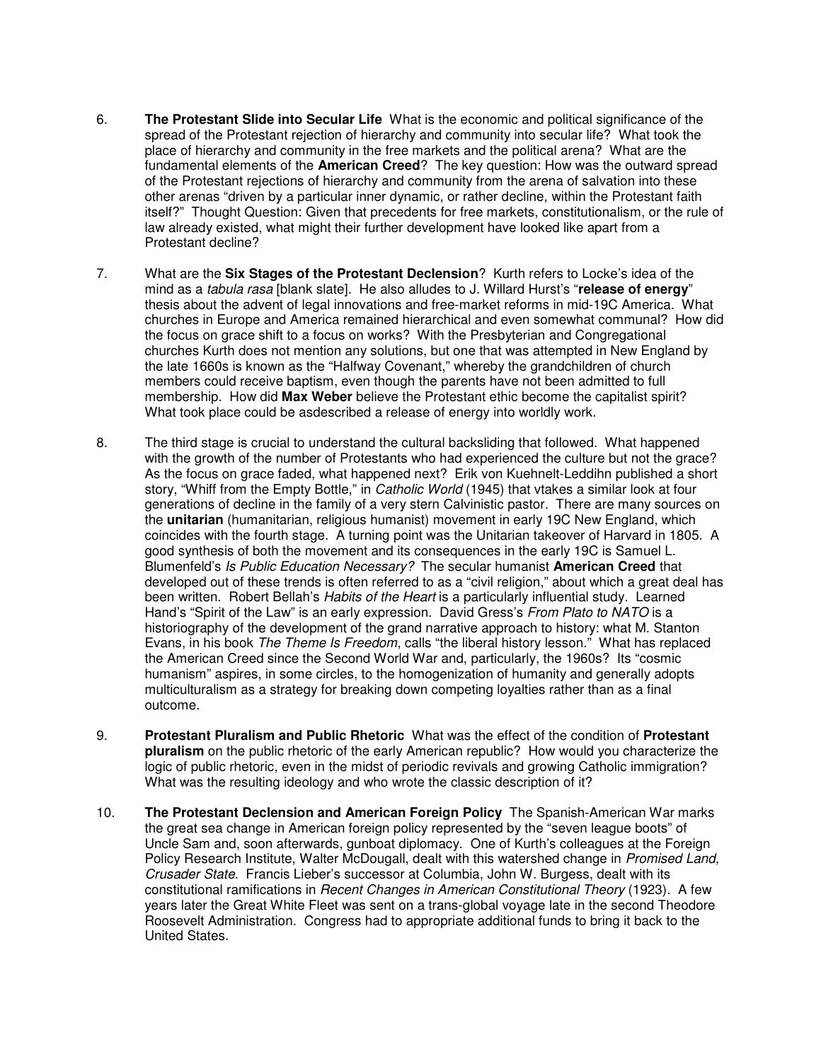6. **The Protestant Slide into Secular Life** What is the economic and political significance of the spread of the Protestant rejection of hierarchy and community into secular life? What took the place of hierarchy and community in the free markets and the political arena? What are the fundamental elements of the **American Creed**? The key question: How was the outward spread of the Protestant rejections of hierarchy and community from the arena of salvation into these other arenas "driven by a particular inner dynamic, or rather decline, within the Protestant faith itself?" Thought Question: Given that precedents for free markets, constitutionalism, or the rule of law already existed, what might their further development have looked like apart from a Protestant decline?

7. What are the **Six Stages of the Protestant Declension**? Kurth refers to Locke's idea of the mind as a *tabula rasa* [blank slate]. He also alludes to J. Willard Hurst's "**release of energy**" thesis about the advent of legal innovations and free-market reforms in mid-19C America. What churches in Europe and America remained hierarchical and even somewhat communal? How did the focus on grace shift to a focus on works? With the Presbyterian and Congregational churches Kurth does not mention any solutions, but one that was attempted in New England by the late 1660s is known as the "Halfway Covenant," whereby the grandchildren of church members could receive baptism, even though the parents have not been admitted to full membership. How did **Max Weber** believe the Protestant ethic become the capitalist spirit? What took place could be asdescribed a release of energy into worldly work.

8. The third stage is crucial to understand the cultural backsliding that followed. What happened with the growth of the number of Protestants who had experienced the culture but not the grace? As the focus on grace faded, what happened next? Erik von Kuehnelt-Leddihn published a short story, "Whiff from the Empty Bottle," in *Catholic World* (1945) that vtakes a similar look at four generations of decline in the family of a very stern Calvinistic pastor. There are many sources on the **unitarian** (humanitarian, religious humanist) movement in early 19C New England, which coincides with the fourth stage. A turning point was the Unitarian takeover of Harvard in 1805. A good synthesis of both the movement and its consequences in the early 19C is Samuel L. Blumenfeld's *Is Public Education Necessary?* The secular humanist **American Creed** that developed out of these trends is often referred to as a "civil religion," about which a great deal has been written. Robert Bellah's *Habits of the Heart* is a particularly influential study. Learned Hand's "Spirit of the Law" is an early expression. David Gress's *From Plato to NATO* is a historiography of the development of the grand narrative approach to history: what M. Stanton Evans, in his book *The Theme Is Freedom*, calls "the liberal history lesson." What has replaced the American Creed since the Second World War and, particularly, the 1960s? Its "cosmic humanism" aspires, in some circles, to the homogenization of humanity and generally adopts multiculturalism as a strategy for breaking down competing loyalties rather than as a final outcome.

9. **Protestant Pluralism and Public Rhetoric** What was the effect of the condition of **Protestant pluralism** on the public rhetoric of the early American republic? How would you characterize the logic of public rhetoric, even in the midst of periodic revivals and growing Catholic immigration? What was the resulting ideology and who wrote the classic description of it?

10. **The Protestant Declension and American Foreign Policy** The Spanish-American War marks the great sea change in American foreign policy represented by the "seven league boots" of Uncle Sam and, soon afterwards, gunboat diplomacy. One of Kurth's colleagues at the Foreign Policy Research Institute, Walter McDougall, dealt with this watershed change in *Promised Land, Crusader State*. Francis Lieber's successor at Columbia, John W. Burgess, dealt with its constitutional ramifications in *Recent Changes in American Constitutional Theory* (1923). A few years later the Great White Fleet was sent on a trans-global voyage late in the second Theodore Roosevelt Administration. Congress had to appropriate additional funds to bring it back to the United States.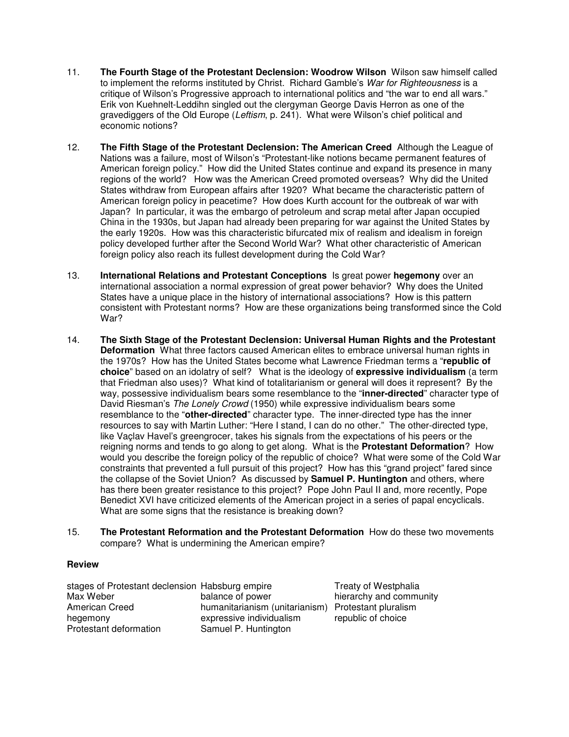11. **The Fourth Stage of the Protestant Declension: Woodrow Wilson** Wilson saw himself called to implement the reforms instituted by Christ. Richard Gamble's *War for Righteousness* is a critique of Wilson's Progressive approach to international politics and "the war to end all wars." Erik von Kuehnelt-Leddihn singled out the clergyman George Davis Herron as one of the gravediggers of the Old Europe (*Leftism*, p. 241). What were Wilson's chief political and economic notions?

12. **The Fifth Stage of the Protestant Declension: The American Creed** Although the League of Nations was a failure, most of Wilson's "Protestant-like notions became permanent features of American foreign policy." How did the United States continue and expand its presence in many regions of the world? How was the American Creed promoted overseas? Why did the United States withdraw from European affairs after 1920? What became the characteristic pattern of American foreign policy in peacetime? How does Kurth account for the outbreak of war with Japan? In particular, it was the embargo of petroleum and scrap metal after Japan occupied China in the 1930s, but Japan had already been preparing for war against the United States by the early 1920s. How was this characteristic bifurcated mix of realism and idealism in foreign policy developed further after the Second World War? What other characteristic of American foreign policy also reach its fullest development during the Cold War?

13. **International Relations and Protestant Conceptions** Is great power **hegemony** over an international association a normal expression of great power behavior? Why does the United States have a unique place in the history of international associations? How is this pattern consistent with Protestant norms? How are these organizations being transformed since the Cold War?

14. **The Sixth Stage of the Protestant Declension: Universal Human Rights and the Protestant Deformation** What three factors caused American elites to embrace universal human rights in the 1970s? How has the United States become what Lawrence Friedman terms a "**republic of choice**" based on an idolatry of self? What is the ideology of **expressive individualism** (a term that Friedman also uses)? What kind of totalitarianism or general will does it represent? By the way, possessive individualism bears some resemblance to the "**inner-directed**" character type of David Riesman's *The Lonely Crowd* (1950) while expressive individualism bears some resemblance to the "**other-directed**" character type. The inner-directed type has the inner resources to say with Martin Luther: "Here I stand, I can do no other." The other-directed type, like Vaçlav Havel's greengrocer, takes his signals from the expectations of his peers or the reigning norms and tends to go along to get along. What is the **Protestant Deformation**? How would you describe the foreign policy of the republic of choice? What were some of the Cold War constraints that prevented a full pursuit of this project? How has this "grand project" fared since the collapse of the Soviet Union? As discussed by **Samuel P. Huntington** and others, where has there been greater resistance to this project? Pope John Paul II and, more recently, Pope Benedict XVI have criticized elements of the American project in a series of papal encyclicals. What are some signs that the resistance is breaking down?

15. **The Protestant Reformation and the Protestant Deformation** How do these two movements compare? What is undermining the American empire?

**Review**

| | | |
|---|---|---|
| stages of Protestant declension | Habsburg empire | Treaty of Westphalia |
| Max Weber | balance of power | hierarchy and community |
| American Creed | humanitarianism (unitarianism) | Protestant pluralism |
| hegemony | expressive individualism | republic of choice |
| Protestant deformation | Samuel P. Huntington | |